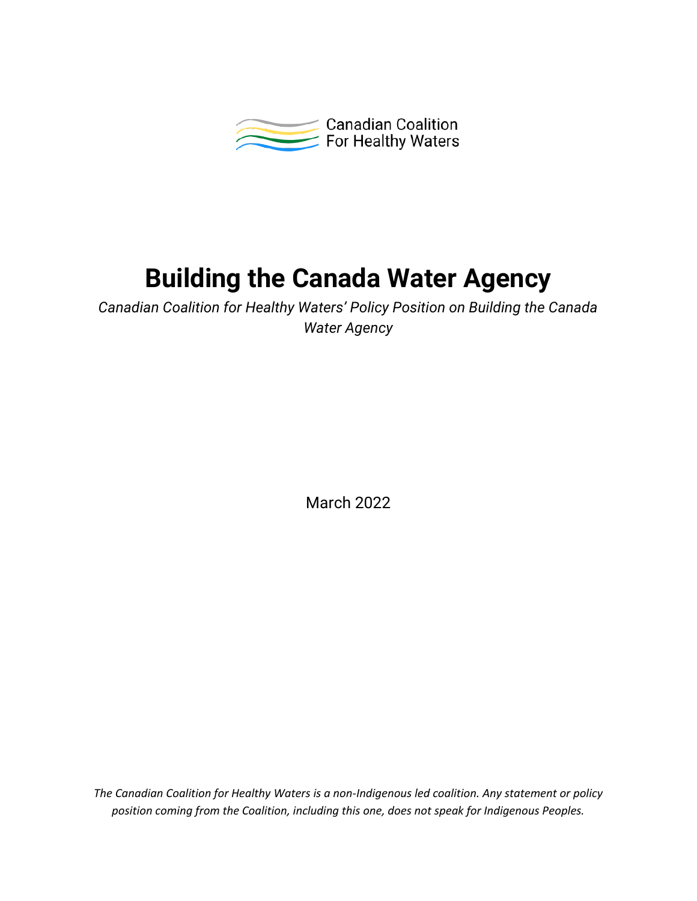Canadian Coalition For Healthy Waters

# Building the Canada Water Agency

*Canadian Coalition for Healthy Waters' Policy Position on Building the Canada Water Agency*

March 2022

*The Canadian Coalition for Healthy Waters is a non-Indigenous led coalition. Any statement or policy position coming from the Coalition, including this one, does not speak for Indigenous Peoples.*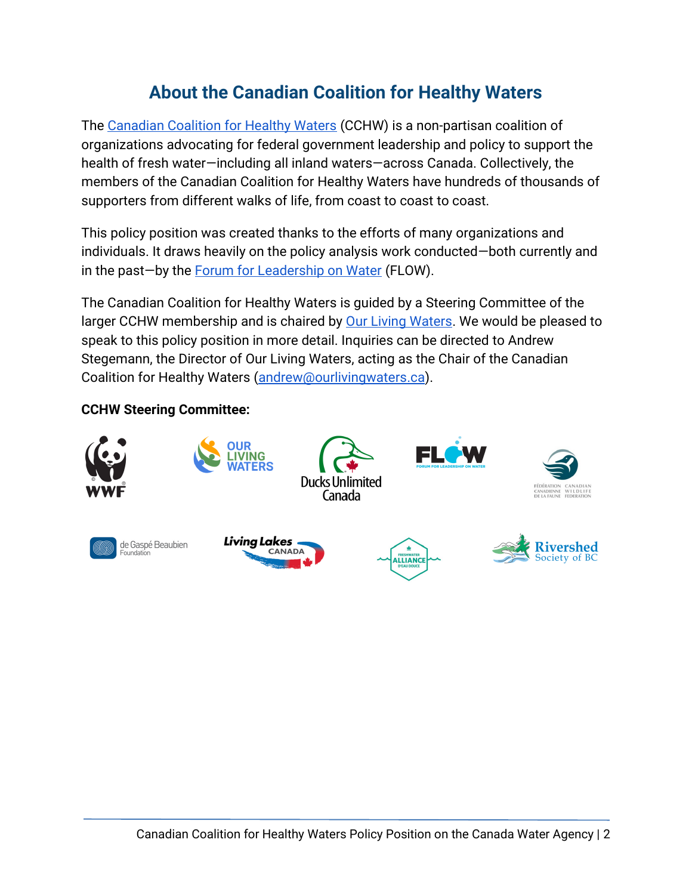## About the Canadian Coalition for Healthy Waters

The Canadian Coalition for Healthy Waters (CCHW) is a non-partisan coalition of organizations advocating for federal government leadership and policy to support the health of fresh water—including all inland waters—across Canada. Collectively, the members of the Canadian Coalition for Healthy Waters have hundreds of thousands of supporters from different walks of life, from coast to coast to coast.

This policy position was created thanks to the efforts of many organizations and individuals. It draws heavily on the policy analysis work conducted—both currently and in the past—by the Forum for Leadership on Water (FLOW).

The Canadian Coalition for Healthy Waters is guided by a Steering Committee of the larger CCHW membership and is chaired by Our Living Waters. We would be pleased to speak to this policy position in more detail. Inquiries can be directed to Andrew Stegemann, the Director of Our Living Waters, acting as the Chair of the Canadian Coalition for Healthy Waters (andrew@ourlivingwaters.ca).

**CCHW Steering Committee:**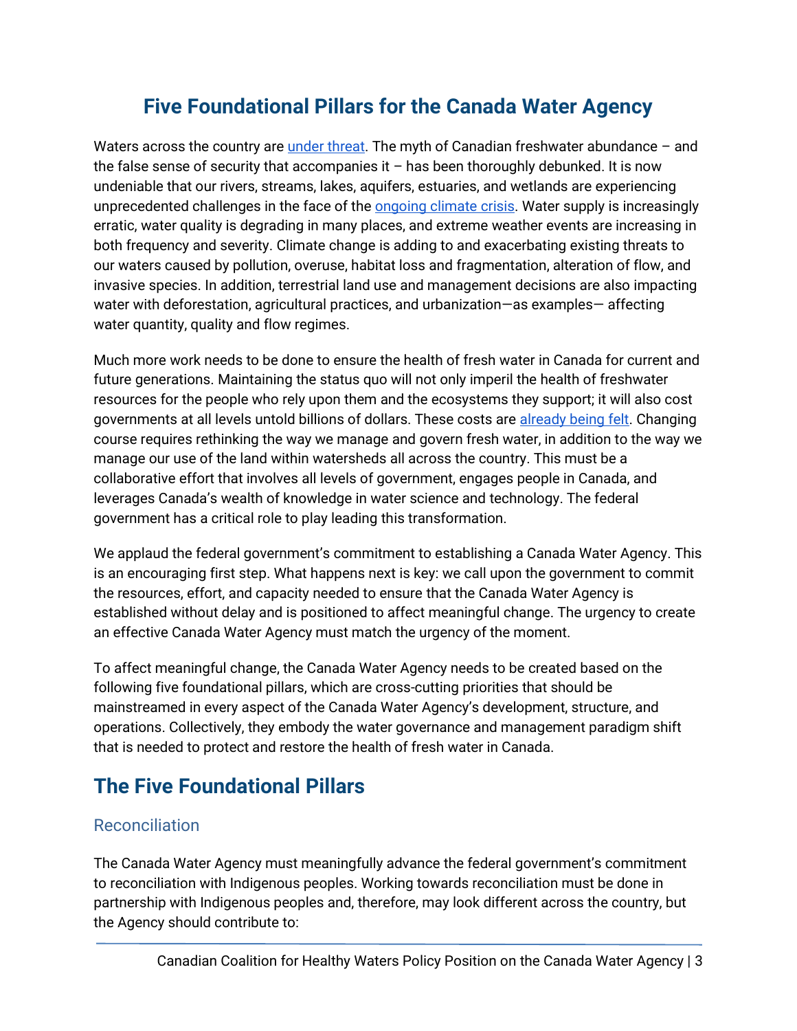# Five Foundational Pillars for the Canada Water Agency

Waters across the country are under threat. The myth of Canadian freshwater abundance – and the false sense of security that accompanies it – has been thoroughly debunked. It is now undeniable that our rivers, streams, lakes, aquifers, estuaries, and wetlands are experiencing unprecedented challenges in the face of the ongoing climate crisis. Water supply is increasingly erratic, water quality is degrading in many places, and extreme weather events are increasing in both frequency and severity. Climate change is adding to and exacerbating existing threats to our waters caused by pollution, overuse, habitat loss and fragmentation, alteration of flow, and invasive species. In addition, terrestrial land use and management decisions are also impacting water with deforestation, agricultural practices, and urbanization—as examples— affecting water quantity, quality and flow regimes.

Much more work needs to be done to ensure the health of fresh water in Canada for current and future generations. Maintaining the status quo will not only imperil the health of freshwater resources for the people who rely upon them and the ecosystems they support; it will also cost governments at all levels untold billions of dollars. These costs are already being felt. Changing course requires rethinking the way we manage and govern fresh water, in addition to the way we manage our use of the land within watersheds all across the country. This must be a collaborative effort that involves all levels of government, engages people in Canada, and leverages Canada's wealth of knowledge in water science and technology. The federal government has a critical role to play leading this transformation.

We applaud the federal government's commitment to establishing a Canada Water Agency. This is an encouraging first step. What happens next is key: we call upon the government to commit the resources, effort, and capacity needed to ensure that the Canada Water Agency is established without delay and is positioned to affect meaningful change. The urgency to create an effective Canada Water Agency must match the urgency of the moment.

To affect meaningful change, the Canada Water Agency needs to be created based on the following five foundational pillars, which are cross-cutting priorities that should be mainstreamed in every aspect of the Canada Water Agency's development, structure, and operations. Collectively, they embody the water governance and management paradigm shift that is needed to protect and restore the health of fresh water in Canada.

## The Five Foundational Pillars

### Reconciliation

The Canada Water Agency must meaningfully advance the federal government's commitment to reconciliation with Indigenous peoples. Working towards reconciliation must be done in partnership with Indigenous peoples and, therefore, may look different across the country, but the Agency should contribute to: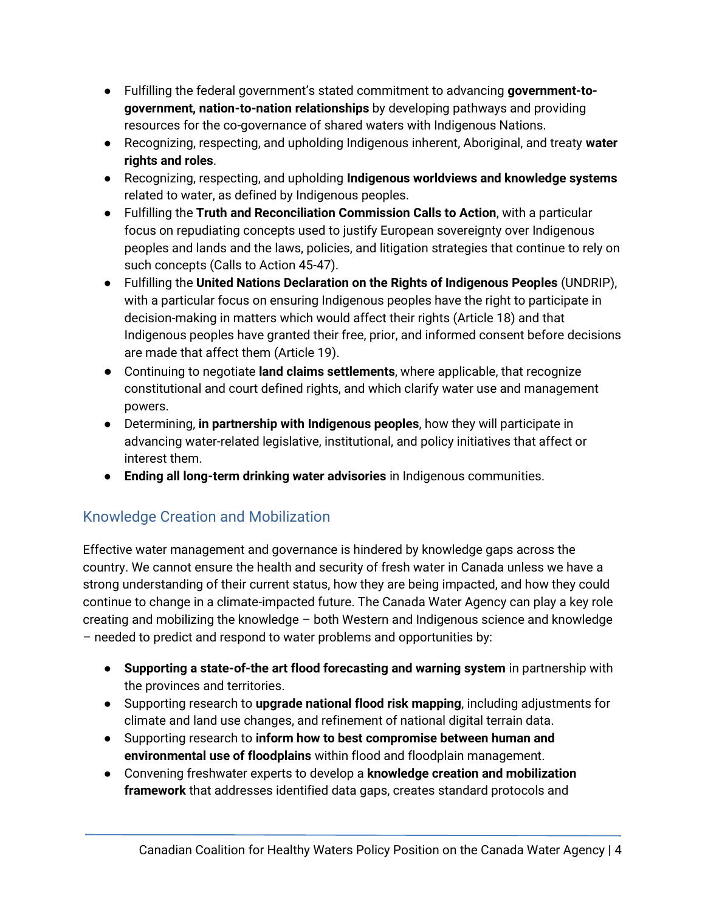- Fulfilling the federal government's stated commitment to advancing **government-to-government, nation-to-nation relationships** by developing pathways and providing resources for the co-governance of shared waters with Indigenous Nations.
- Recognizing, respecting, and upholding Indigenous inherent, Aboriginal, and treaty **water rights and roles**.
- Recognizing, respecting, and upholding **Indigenous worldviews and knowledge systems** related to water, as defined by Indigenous peoples.
- Fulfilling the **Truth and Reconciliation Commission Calls to Action**, with a particular focus on repudiating concepts used to justify European sovereignty over Indigenous peoples and lands and the laws, policies, and litigation strategies that continue to rely on such concepts (Calls to Action 45-47).
- Fulfilling the **United Nations Declaration on the Rights of Indigenous Peoples** (UNDRIP), with a particular focus on ensuring Indigenous peoples have the right to participate in decision-making in matters which would affect their rights (Article 18) and that Indigenous peoples have granted their free, prior, and informed consent before decisions are made that affect them (Article 19).
- Continuing to negotiate **land claims settlements**, where applicable, that recognize constitutional and court defined rights, and which clarify water use and management powers.
- Determining, **in partnership with Indigenous peoples**, how they will participate in advancing water-related legislative, institutional, and policy initiatives that affect or interest them.
- **Ending all long-term drinking water advisories** in Indigenous communities.

## Knowledge Creation and Mobilization

Effective water management and governance is hindered by knowledge gaps across the country. We cannot ensure the health and security of fresh water in Canada unless we have a strong understanding of their current status, how they are being impacted, and how they could continue to change in a climate-impacted future. The Canada Water Agency can play a key role creating and mobilizing the knowledge – both Western and Indigenous science and knowledge – needed to predict and respond to water problems and opportunities by:

- **Supporting a state-of-the art flood forecasting and warning system** in partnership with the provinces and territories.
- Supporting research to **upgrade national flood risk mapping**, including adjustments for climate and land use changes, and refinement of national digital terrain data.
- Supporting research to **inform how to best compromise between human and environmental use of floodplains** within flood and floodplain management.
- Convening freshwater experts to develop a **knowledge creation and mobilization framework** that addresses identified data gaps, creates standard protocols and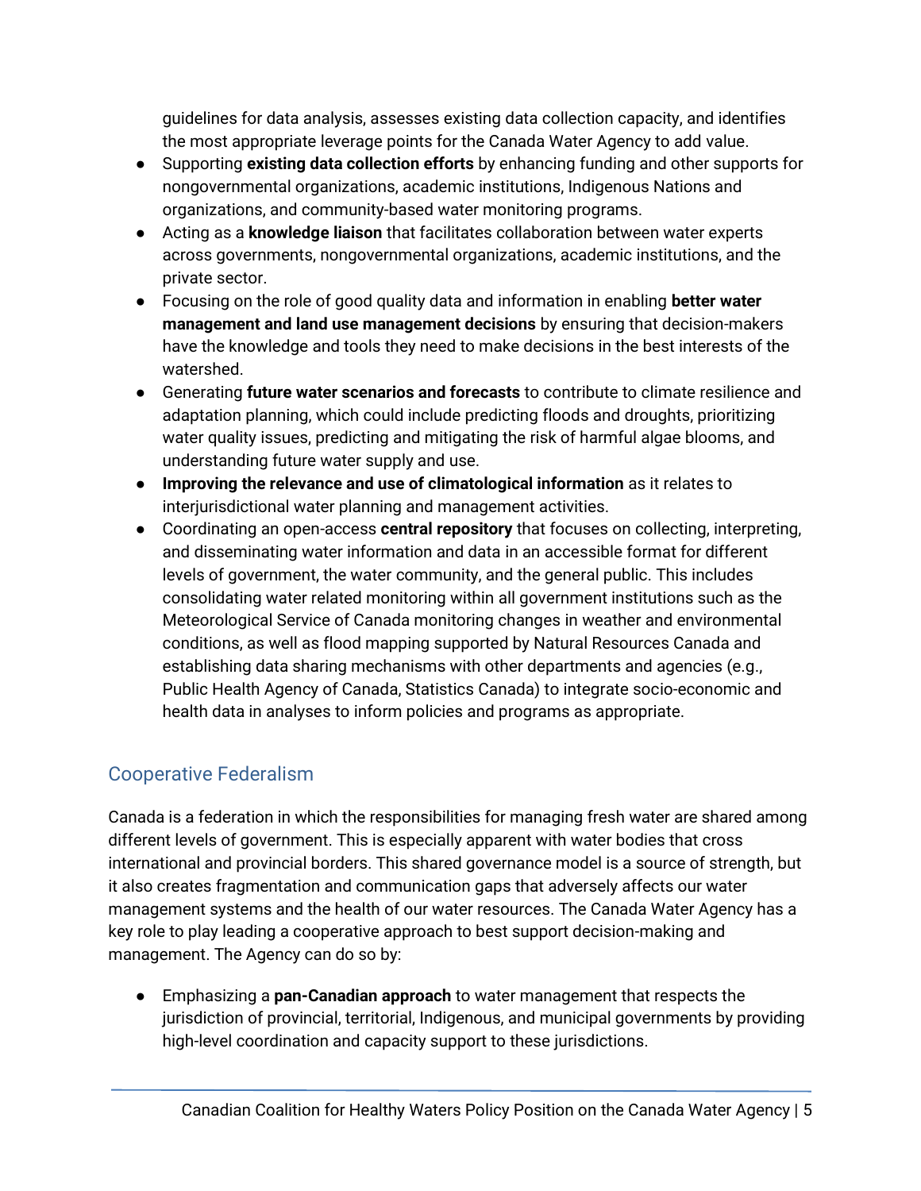guidelines for data analysis, assesses existing data collection capacity, and identifies the most appropriate leverage points for the Canada Water Agency to add value.

- Supporting **existing data collection efforts** by enhancing funding and other supports for nongovernmental organizations, academic institutions, Indigenous Nations and organizations, and community-based water monitoring programs.
- Acting as a **knowledge liaison** that facilitates collaboration between water experts across governments, nongovernmental organizations, academic institutions, and the private sector.
- Focusing on the role of good quality data and information in enabling **better water management and land use management decisions** by ensuring that decision-makers have the knowledge and tools they need to make decisions in the best interests of the watershed.
- Generating **future water scenarios and forecasts** to contribute to climate resilience and adaptation planning, which could include predicting floods and droughts, prioritizing water quality issues, predicting and mitigating the risk of harmful algae blooms, and understanding future water supply and use.
- **Improving the relevance and use of climatological information** as it relates to interjurisdictional water planning and management activities.
- Coordinating an open-access **central repository** that focuses on collecting, interpreting, and disseminating water information and data in an accessible format for different levels of government, the water community, and the general public. This includes consolidating water related monitoring within all government institutions such as the Meteorological Service of Canada monitoring changes in weather and environmental conditions, as well as flood mapping supported by Natural Resources Canada and establishing data sharing mechanisms with other departments and agencies (e.g., Public Health Agency of Canada, Statistics Canada) to integrate socio-economic and health data in analyses to inform policies and programs as appropriate.

## Cooperative Federalism

Canada is a federation in which the responsibilities for managing fresh water are shared among different levels of government. This is especially apparent with water bodies that cross international and provincial borders. This shared governance model is a source of strength, but it also creates fragmentation and communication gaps that adversely affects our water management systems and the health of our water resources. The Canada Water Agency has a key role to play leading a cooperative approach to best support decision-making and management. The Agency can do so by:

- Emphasizing a **pan-Canadian approach** to water management that respects the jurisdiction of provincial, territorial, Indigenous, and municipal governments by providing high-level coordination and capacity support to these jurisdictions.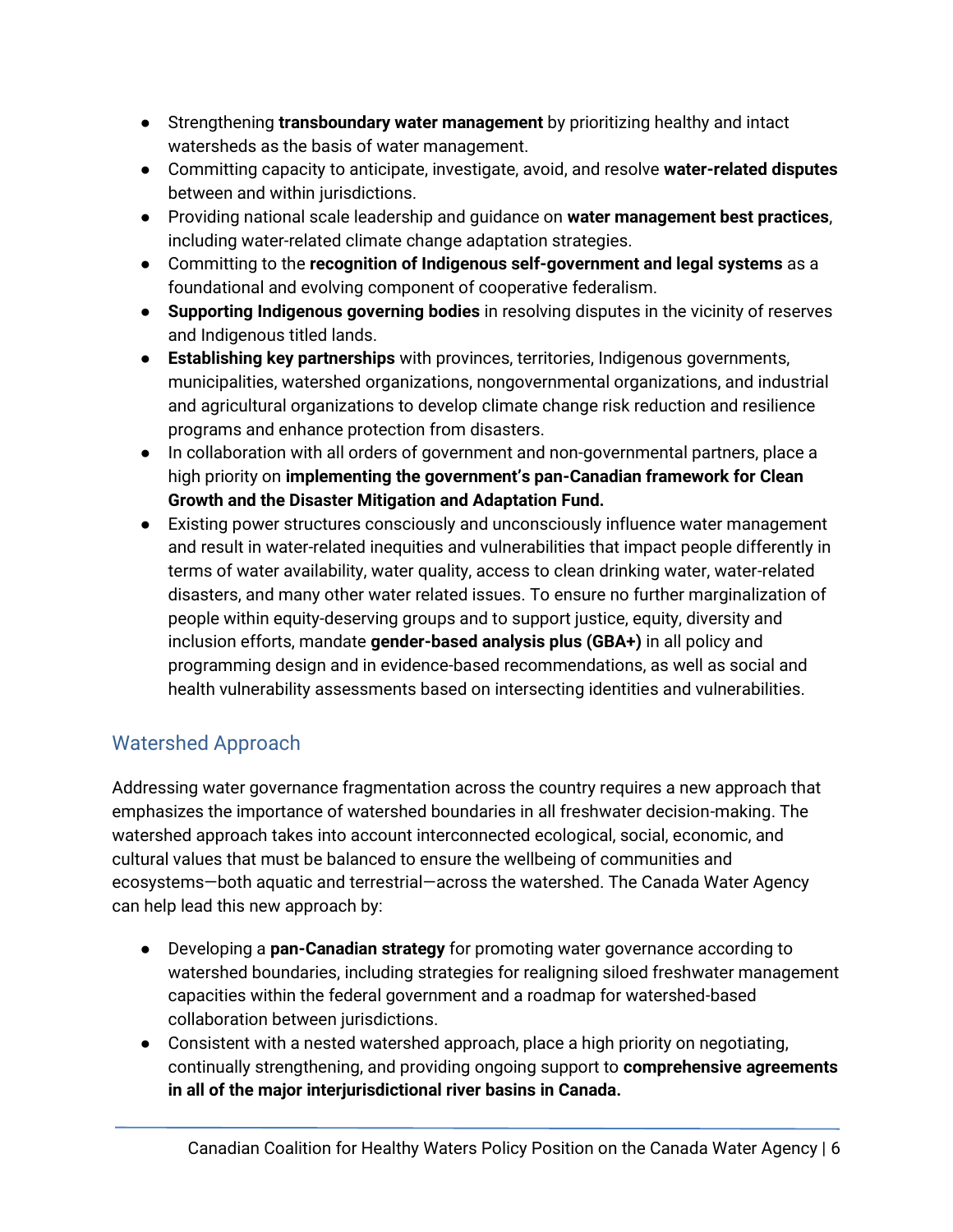- Strengthening **transboundary water management** by prioritizing healthy and intact watersheds as the basis of water management.
- Committing capacity to anticipate, investigate, avoid, and resolve **water-related disputes** between and within jurisdictions.
- Providing national scale leadership and guidance on **water management best practices**, including water-related climate change adaptation strategies.
- Committing to the **recognition of Indigenous self-government and legal systems** as a foundational and evolving component of cooperative federalism.
- **Supporting Indigenous governing bodies** in resolving disputes in the vicinity of reserves and Indigenous titled lands.
- **Establishing key partnerships** with provinces, territories, Indigenous governments, municipalities, watershed organizations, nongovernmental organizations, and industrial and agricultural organizations to develop climate change risk reduction and resilience programs and enhance protection from disasters.
- In collaboration with all orders of government and non-governmental partners, place a high priority on **implementing the government's pan-Canadian framework for Clean Growth and the Disaster Mitigation and Adaptation Fund.**
- Existing power structures consciously and unconsciously influence water management and result in water-related inequities and vulnerabilities that impact people differently in terms of water availability, water quality, access to clean drinking water, water-related disasters, and many other water related issues. To ensure no further marginalization of people within equity-deserving groups and to support justice, equity, diversity and inclusion efforts, mandate **gender-based analysis plus (GBA+)** in all policy and programming design and in evidence-based recommendations, as well as social and health vulnerability assessments based on intersecting identities and vulnerabilities.

## Watershed Approach

Addressing water governance fragmentation across the country requires a new approach that emphasizes the importance of watershed boundaries in all freshwater decision-making. The watershed approach takes into account interconnected ecological, social, economic, and cultural values that must be balanced to ensure the wellbeing of communities and ecosystems—both aquatic and terrestrial—across the watershed. The Canada Water Agency can help lead this new approach by:

- Developing a **pan-Canadian strategy** for promoting water governance according to watershed boundaries, including strategies for realigning siloed freshwater management capacities within the federal government and a roadmap for watershed-based collaboration between jurisdictions.
- Consistent with a nested watershed approach, place a high priority on negotiating, continually strengthening, and providing ongoing support to **comprehensive agreements in all of the major interjurisdictional river basins in Canada.**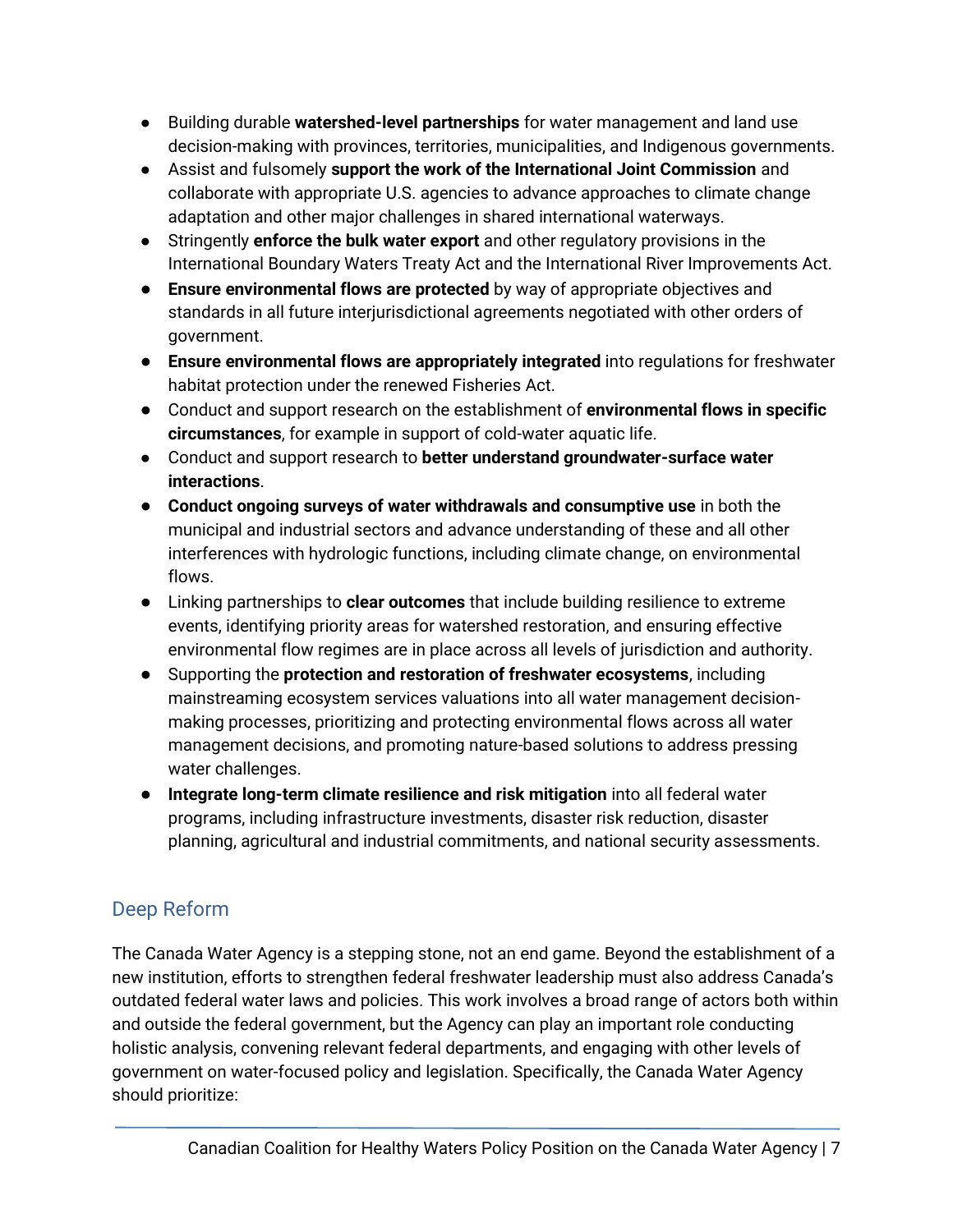- Building durable **watershed-level partnerships** for water management and land use decision-making with provinces, territories, municipalities, and Indigenous governments.
- Assist and fulsomely **support the work of the International Joint Commission** and collaborate with appropriate U.S. agencies to advance approaches to climate change adaptation and other major challenges in shared international waterways.
- Stringently **enforce the bulk water export** and other regulatory provisions in the International Boundary Waters Treaty Act and the International River Improvements Act.
- **Ensure environmental flows are protected** by way of appropriate objectives and standards in all future interjurisdictional agreements negotiated with other orders of government.
- **Ensure environmental flows are appropriately integrated** into regulations for freshwater habitat protection under the renewed Fisheries Act.
- Conduct and support research on the establishment of **environmental flows in specific circumstances**, for example in support of cold-water aquatic life.
- Conduct and support research to **better understand groundwater-surface water interactions**.
- **Conduct ongoing surveys of water withdrawals and consumptive use** in both the municipal and industrial sectors and advance understanding of these and all other interferences with hydrologic functions, including climate change, on environmental flows.
- Linking partnerships to **clear outcomes** that include building resilience to extreme events, identifying priority areas for watershed restoration, and ensuring effective environmental flow regimes are in place across all levels of jurisdiction and authority.
- Supporting the **protection and restoration of freshwater ecosystems**, including mainstreaming ecosystem services valuations into all water management decision-making processes, prioritizing and protecting environmental flows across all water management decisions, and promoting nature-based solutions to address pressing water challenges.
- **Integrate long-term climate resilience and risk mitigation** into all federal water programs, including infrastructure investments, disaster risk reduction, disaster planning, agricultural and industrial commitments, and national security assessments.

## Deep Reform

The Canada Water Agency is a stepping stone, not an end game. Beyond the establishment of a new institution, efforts to strengthen federal freshwater leadership must also address Canada's outdated federal water laws and policies. This work involves a broad range of actors both within and outside the federal government, but the Agency can play an important role conducting holistic analysis, convening relevant federal departments, and engaging with other levels of government on water-focused policy and legislation. Specifically, the Canada Water Agency should prioritize: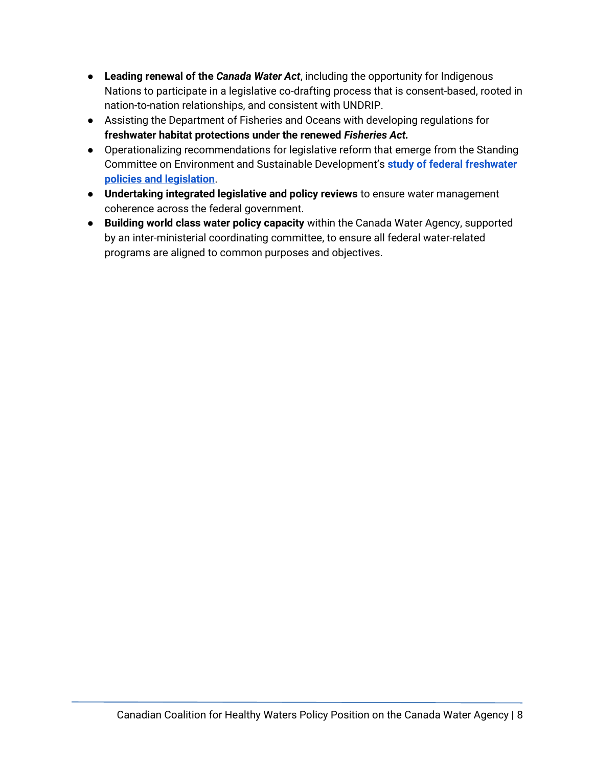- **Leading renewal of the *Canada Water Act***, including the opportunity for Indigenous Nations to participate in a legislative co-drafting process that is consent-based, rooted in nation-to-nation relationships, and consistent with UNDRIP.
- Assisting the Department of Fisheries and Oceans with developing regulations for **freshwater habitat protections under the renewed *Fisheries Act*.**
- Operationalizing recommendations for legislative reform that emerge from the Standing Committee on Environment and Sustainable Development's **study of federal freshwater policies and legislation**.
- **Undertaking integrated legislative and policy reviews** to ensure water management coherence across the federal government.
- **Building world class water policy capacity** within the Canada Water Agency, supported by an inter-ministerial coordinating committee, to ensure all federal water-related programs are aligned to common purposes and objectives.